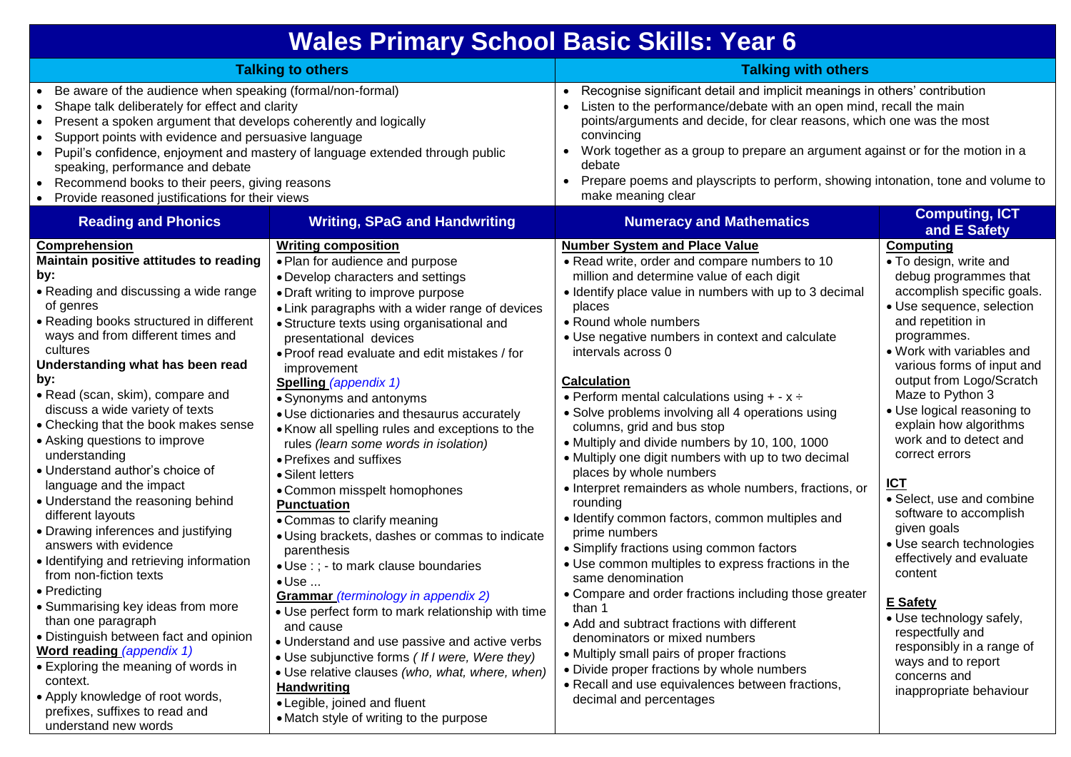# Wales Primary School Basic Skills: Year 6

## Talking to others

- Be aware of the audience when speaking (formal/non-formal)
- Shape talk deliberately for effect and clarity
- Present a spoken argument that develops coherently and logically
- Support points with evidence and persuasive language
- Pupil's confidence, enjoyment and mastery of language extended through public speaking, performance and debate
- Recommend books to their peers, giving reasons
- Provide reasoned justifications for their views

## Talking with others

- Recognise significant detail and implicit meanings in others' contribution
- Listen to the performance/debate with an open mind, recall the main points/arguments and decide, for clear reasons, which one was the most convincing
- Work together as a group to prepare an argument against or for the motion in a debate
- Prepare poems and playscripts to perform, showing intonation, tone and volume to make meaning clear

## Reading and Phonics

**Comprehension**

**Maintain positive attitudes to reading by:**

- Reading and discussing a wide range of genres
- Reading books structured in different ways and from different times and cultures

**Understanding what has been read by:**

- Read (scan, skim), compare and discuss a wide variety of texts
- Checking that the book makes sense
- Asking questions to improve understanding
- Understand author's choice of language and the impact
- Understand the reasoning behind different layouts
- Drawing inferences and justifying answers with evidence
- Identifying and retrieving information from non-fiction texts
- Predicting
- Summarising key ideas from more than one paragraph
- Distinguish between fact and opinion

**Word reading** *(appendix 1)*

- Exploring the meaning of words in context.
- Apply knowledge of root words, prefixes, suffixes to read and understand new words

## Writing, SPaG and Handwriting

**Writing composition**

- Plan for audience and purpose
- Develop characters and settings
- Draft writing to improve purpose
- Link paragraphs with a wider range of devices
- Structure texts using organisational and presentational devices
- Proof read evaluate and edit mistakes / for improvement

**Spelling** *(appendix 1)*

- Synonyms and antonyms
- Use dictionaries and thesaurus accurately
- Know all spelling rules and exceptions to the rules *(learn some words in isolation)*
- Prefixes and suffixes
- Silent letters
- Common misspelt homophones

**Punctuation**

- Commas to clarify meaning
- Using brackets, dashes or commas to indicate parenthesis
- Use : ; - to mark clause boundaries
- Use ...

**Grammar** *(terminology in appendix 2)*

- Use perfect form to mark relationship with time and cause
- Understand and use passive and active verbs
- Use subjunctive forms *( If I were, Were they)*
- Use relative clauses *(who, what, where, when)*

**Handwriting**

- Legible, joined and fluent
- Match style of writing to the purpose

## Numeracy and Mathematics

**Number System and Place Value**

- Read write, order and compare numbers to 10 million and determine value of each digit
- Identify place value in numbers with up to 3 decimal places
- Round whole numbers
- Use negative numbers in context and calculate intervals across 0

**Calculation**

- Perform mental calculations using + - x ÷
- Solve problems involving all 4 operations using columns, grid and bus stop
- Multiply and divide numbers by 10, 100, 1000
- Multiply one digit numbers with up to two decimal places by whole numbers
- Interpret remainders as whole numbers, fractions, or rounding
- Identify common factors, common multiples and prime numbers
- Simplify fractions using common factors
- Use common multiples to express fractions in the same denomination
- Compare and order fractions including those greater than 1
- Add and subtract fractions with different denominators or mixed numbers
- Multiply small pairs of proper fractions
- Divide proper fractions by whole numbers
- Recall and use equivalences between fractions, decimal and percentages

## Computing, ICT and E Safety

**Computing**

- To design, write and debug programmes that accomplish specific goals.
- Use sequence, selection and repetition in programmes.
- Work with variables and various forms of input and output from Logo/Scratch Maze to Python 3
- Use logical reasoning to explain how algorithms work and to detect and correct errors

**ICT**

- Select, use and combine software to accomplish given goals
- Use search technologies effectively and evaluate content

**E Safety**

- Use technology safely, respectfully and responsibly in a range of ways and to report concerns and inappropriate behaviour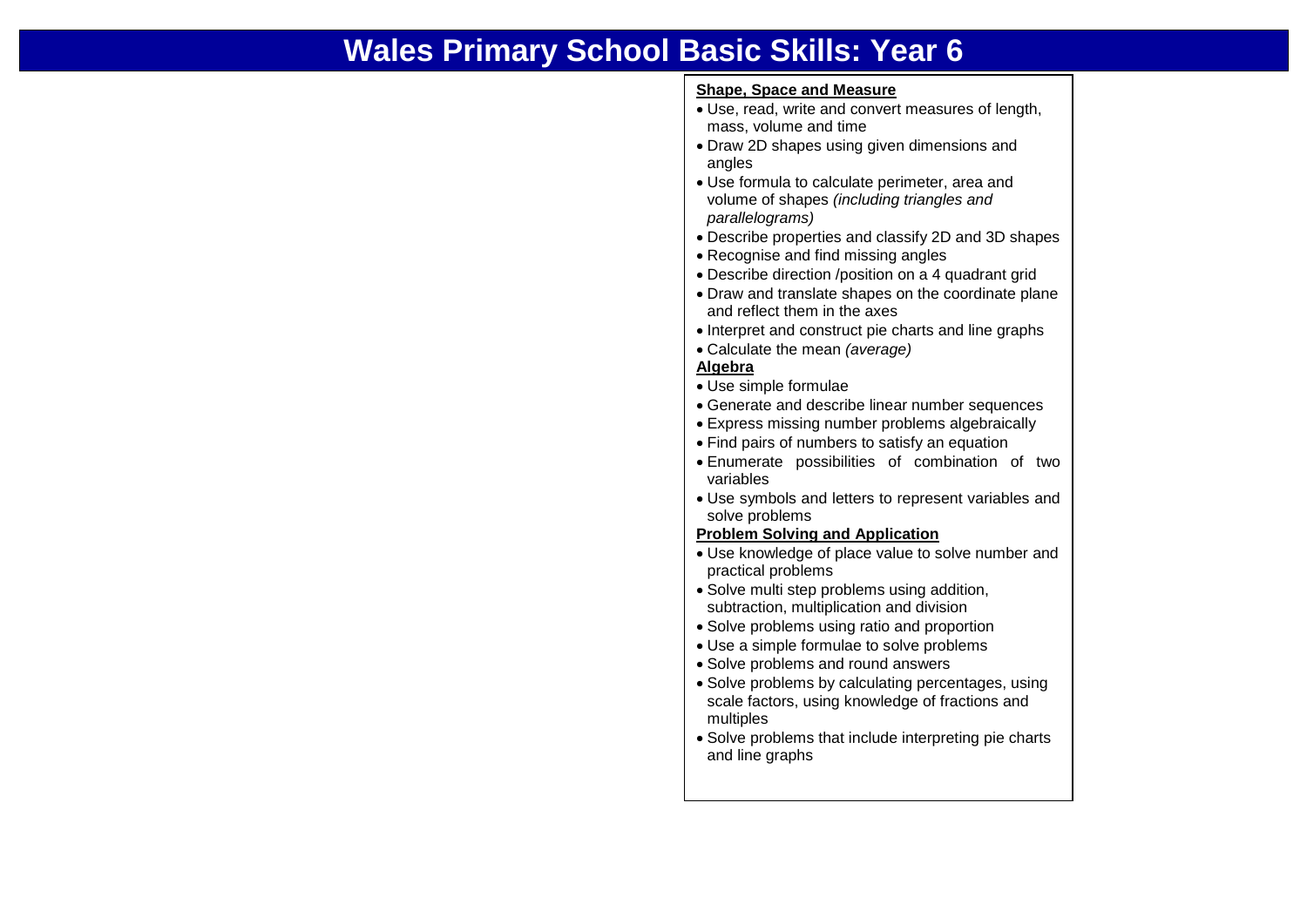# Wales Primary School Basic Skills: Year 6

**Shape, Space and Measure**

- Use, read, write and convert measures of length, mass, volume and time
- Draw 2D shapes using given dimensions and angles
- Use formula to calculate perimeter, area and volume of shapes *(including triangles and parallelograms)*
- Describe properties and classify 2D and 3D shapes
- Recognise and find missing angles
- Describe direction /position on a 4 quadrant grid
- Draw and translate shapes on the coordinate plane and reflect them in the axes
- Interpret and construct pie charts and line graphs
- Calculate the mean *(average)*

**Algebra**

- Use simple formulae
- Generate and describe linear number sequences
- Express missing number problems algebraically
- Find pairs of numbers to satisfy an equation
- Enumerate possibilities of combination of two variables
- Use symbols and letters to represent variables and solve problems

**Problem Solving and Application**

- Use knowledge of place value to solve number and practical problems
- Solve multi step problems using addition, subtraction, multiplication and division
- Solve problems using ratio and proportion
- Use a simple formulae to solve problems
- Solve problems and round answers
- Solve problems by calculating percentages, using scale factors, using knowledge of fractions and multiples
- Solve problems that include interpreting pie charts and line graphs